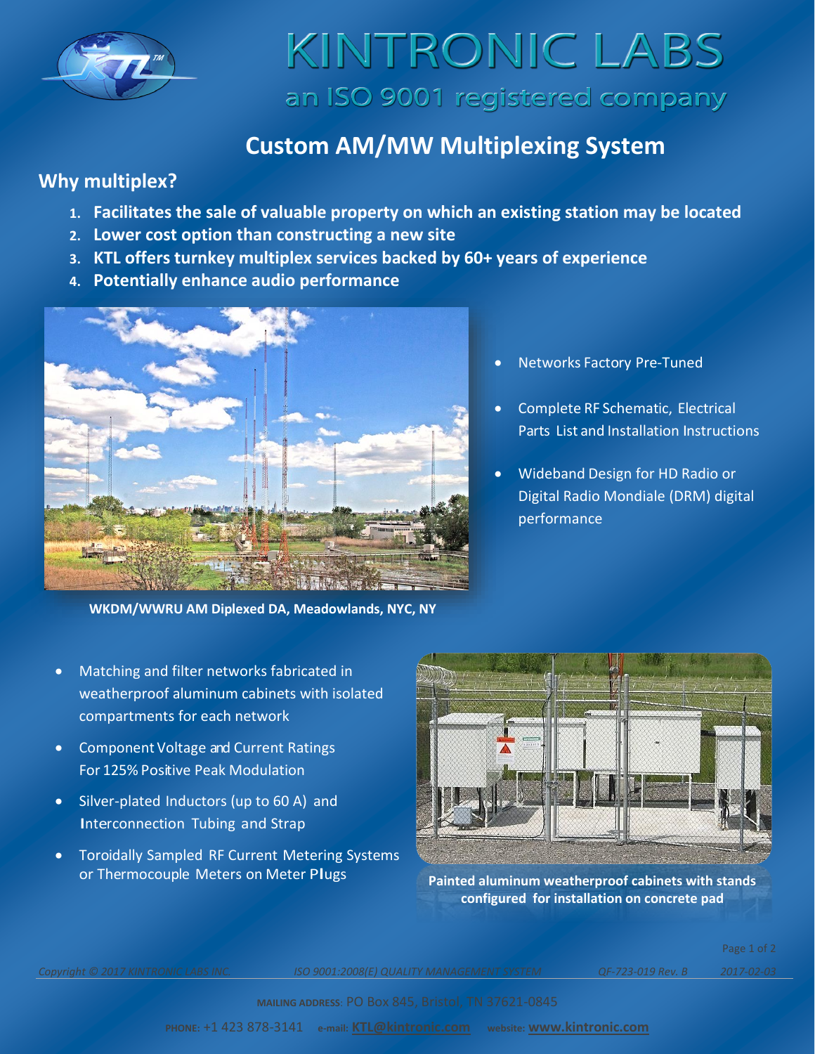# KINTRONIC LABS

an ISO 9001 registered company

## Custom AM/MW Multiplexing System

### Why multiplex?

1. **Facilitates the sale of valuable property on which an existing station may be located**
2. **Lower cost option than constructing a new site**
3. **KTL offers turnkey multiplex services backed by 60+ years of experience**
4. **Potentially enhance audio performance**

**WKDM/WWRU AM Diplexed DA, Meadowlands, NYC, NY**

- Networks Factory Pre-Tuned
- Complete RF Schematic, Electrical Parts List and Installation Instructions
- Wideband Design for HD Radio or Digital Radio Mondiale (DRM) digital performance

- Matching and filter networks fabricated in weatherproof aluminum cabinets with isolated compartments for each network
- Component Voltage and Current Ratings For 125% Positive Peak Modulation
- Silver-plated Inductors (up to 60 A) and Interconnection Tubing and Strap
- Toroidally Sampled RF Current Metering Systems or Thermocouple Meters on Meter Plugs

**Painted aluminum weatherproof cabinets with stands configured for installation on concrete pad**

*Copyright © 2017 KINTRONIC LABS INC* | *ISO 9001:2008(E) QUALITY MANAGEMENT SYSTEM* | *QF-723-019 Rev. B* | *2017-02-03*

MAILING ADDRESS: PO Box 845, Bristol, TN 37621-0845

PHONE: +1 423 878-3141 e-mail: KTL@kintronic.com website: www.kintronic.com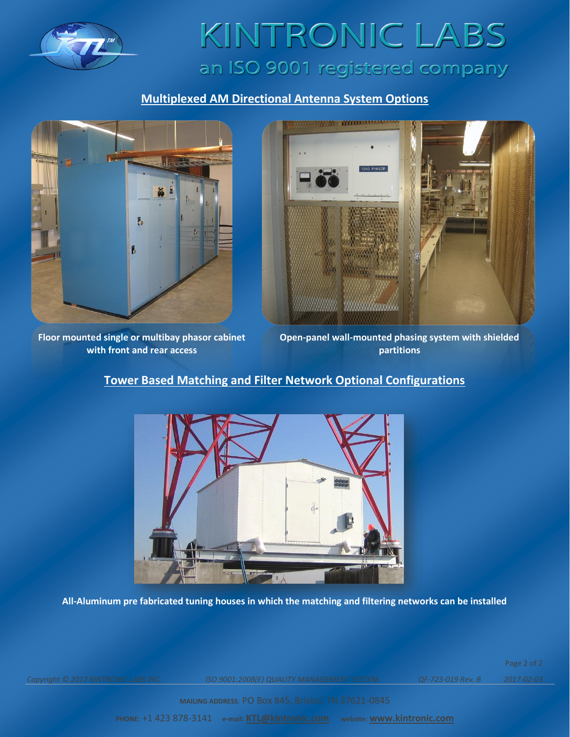# KINTRONIC LABS

an ISO 9001 registered company

## Multiplexed AM Directional Antenna System Options

**Floor mounted single or multibay phasor cabinet with front and rear access**

**Open-panel wall-mounted phasing system with shielded partitions**

## Tower Based Matching and Filter Network Optional Configurations

**All-Aluminum pre fabricated tuning houses in which the matching and filtering networks can be installed**

*Copyright © 2017 KINTRONIC LABS INC* *ISO 9001:2008(E) QUALITY MANAGEMENT SYSTEM* *QF-723-019 Rev. B* *2017-02-03*

**MAILING ADDRESS**: PO Box 845, Bristol, TN 37621-0845

**PHONE:** +1 423 878-3141 **e-mail:** **KTL@kintronic.com** **website:** **www.kintronic.com**